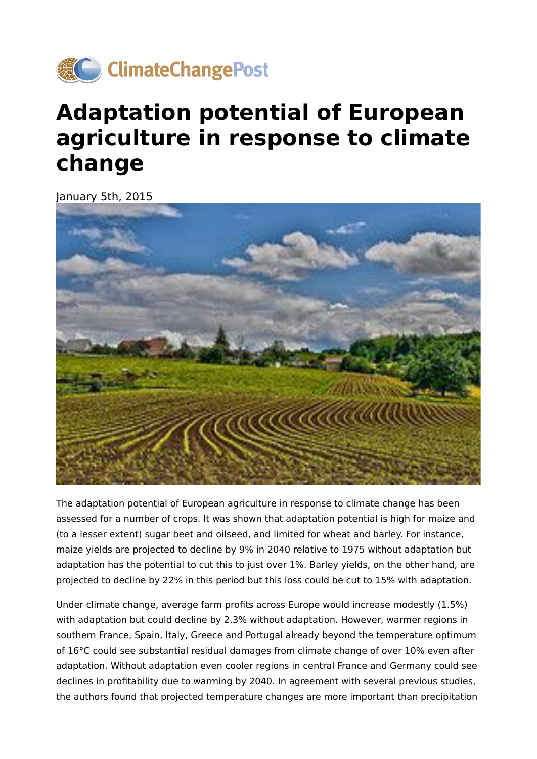# Adaptation potential of European agriculture in response to climate change

January 5th, 2015

The adaptation potential of European agriculture in response to climate change has been assessed for a number of crops. It was shown that adaptation potential is high for maize and (to a lesser extent) sugar beet and oilseed, and limited for wheat and barley. For instance, maize yields are projected to decline by 9% in 2040 relative to 1975 without adaptation but adaptation has the potential to cut this to just over 1%. Barley yields, on the other hand, are projected to decline by 22% in this period but this loss could be cut to 15% with adaptation.

Under climate change, average farm profits across Europe would increase modestly (1.5%) with adaptation but could decline by 2.3% without adaptation. However, warmer regions in southern France, Spain, Italy, Greece and Portugal already beyond the temperature optimum of 16°C could see substantial residual damages from climate change of over 10% even after adaptation. Without adaptation even cooler regions in central France and Germany could see declines in profitability due to warming by 2040. In agreement with several previous studies, the authors found that projected temperature changes are more important than precipitation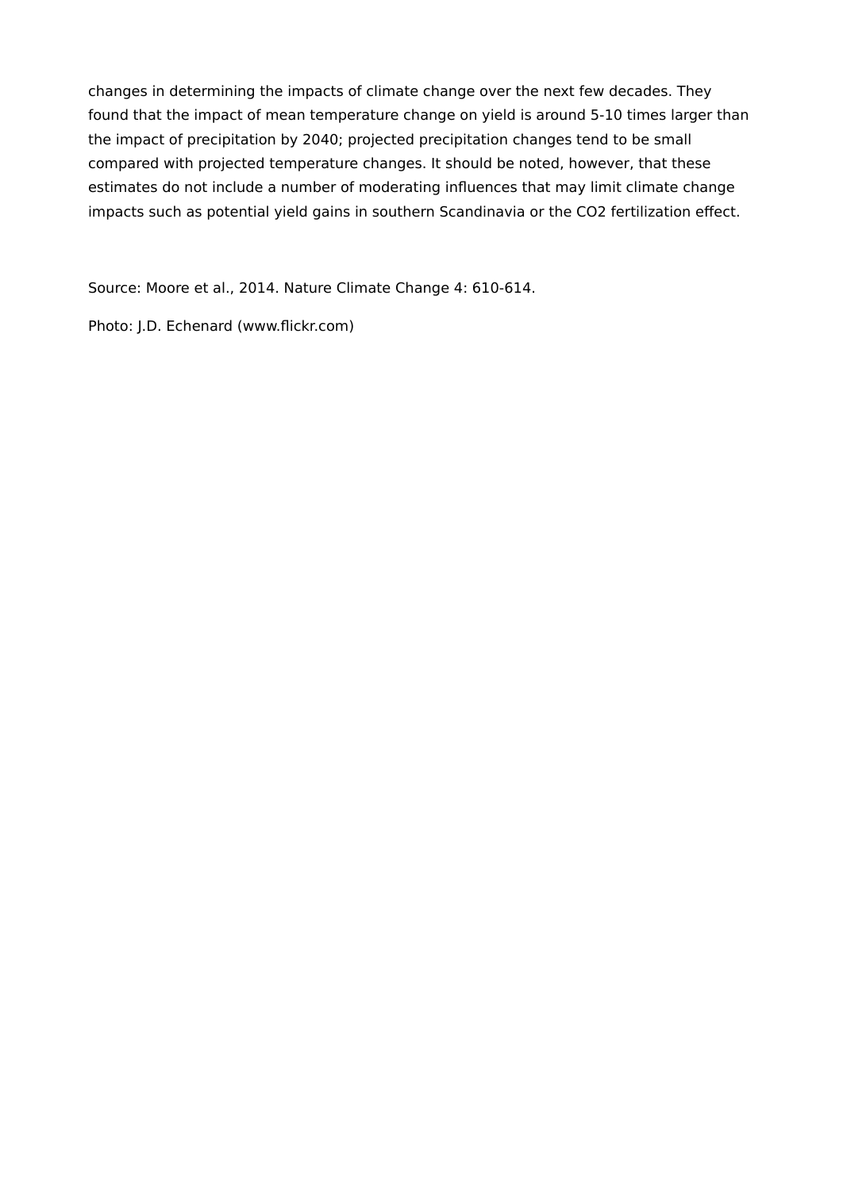changes in determining the impacts of climate change over the next few decades. They found that the impact of mean temperature change on yield is around 5-10 times larger than the impact of precipitation by 2040; projected precipitation changes tend to be small compared with projected temperature changes. It should be noted, however, that these estimates do not include a number of moderating influences that may limit climate change impacts such as potential yield gains in southern Scandinavia or the $CO_2$ fertilization effect.

Source: Moore et al., 2014. Nature Climate Change 4: 610-614.

Photo: J.D. Echenard (www.flickr.com)